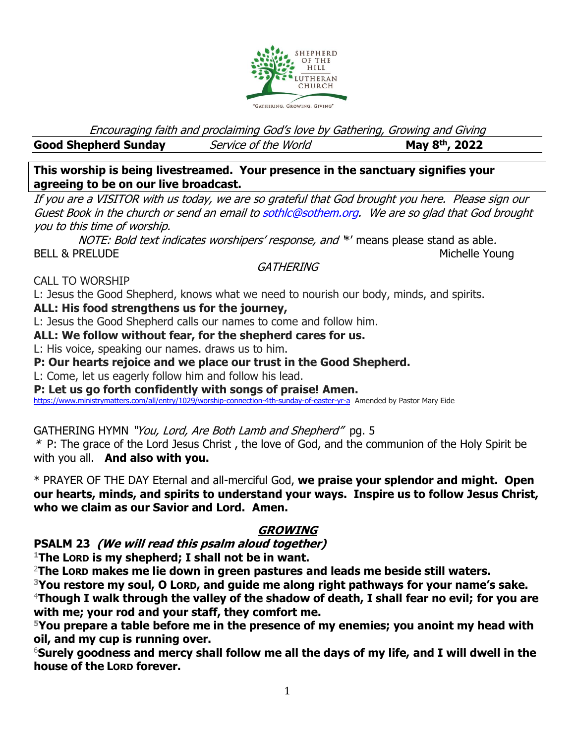SHEPHERD OF THE HILL LUTHERAN CHURCH

"GATHERING, GROWING, GIVING"

*Encouraging faith and proclaiming God's love by Gathering, Growing and Giving*

**Good Shepherd Sunday** *Service of the World* **May 8th, 2022**

**This worship is being livestreamed. Your presence in the sanctuary signifies your agreeing to be on our live broadcast.**

*If you are a VISITOR with us today, we are so grateful that God brought you here. Please sign our Guest Book in the church or send an email to [sothlc@sothem.org](mailto:sothlc@sothem.org). We are so glad that God brought you to this time of worship.*

*NOTE: Bold text indicates worshipers' response, and '\*' means please stand as able.*

BELL & PRELUDE Michelle Young

## *GATHERING*

CALL TO WORSHIP

L: Jesus the Good Shepherd, knows what we need to nourish our body, minds, and spirits.

**ALL: His food strengthens us for the journey,**

L: Jesus the Good Shepherd calls our names to come and follow him.

**ALL: We follow without fear, for the shepherd cares for us.**

L: His voice, speaking our names. draws us to him.

**P: Our hearts rejoice and we place our trust in the Good Shepherd.**

L: Come, let us eagerly follow him and follow his lead.

**P: Let us go forth confidently with songs of praise! Amen.**

https://www.ministrymatters.com/all/entry/1029/worship-connection-4th-sunday-of-easter-yr-a Amended by Pastor Mary Eide

GATHERING HYMN *"You, Lord, Are Both Lamb and Shepherd"* pg. 5

\* P: The grace of the Lord Jesus Christ , the love of God, and the communion of the Holy Spirit be with you all. **And also with you.**

\* PRAYER OF THE DAY Eternal and all-merciful God, **we praise your splendor and might. Open our hearts, minds, and spirits to understand your ways. Inspire us to follow Jesus Christ, who we claim as our Savior and Lord. Amen.**

## ***GROWING***

**PSALM 23 *(We will read this psalm aloud together)***

[1]**The LORD is my shepherd; I shall not be in want.**

[2]**The LORD makes me lie down in green pastures and leads me beside still waters.**

[3]**You restore my soul, O LORD, and guide me along right pathways for your name's sake.**

[4]**Though I walk through the valley of the shadow of death, I shall fear no evil; for you are with me; your rod and your staff, they comfort me.**

[5]**You prepare a table before me in the presence of my enemies; you anoint my head with oil, and my cup is running over.**

[6]**Surely goodness and mercy shall follow me all the days of my life, and I will dwell in the house of the LORD forever.**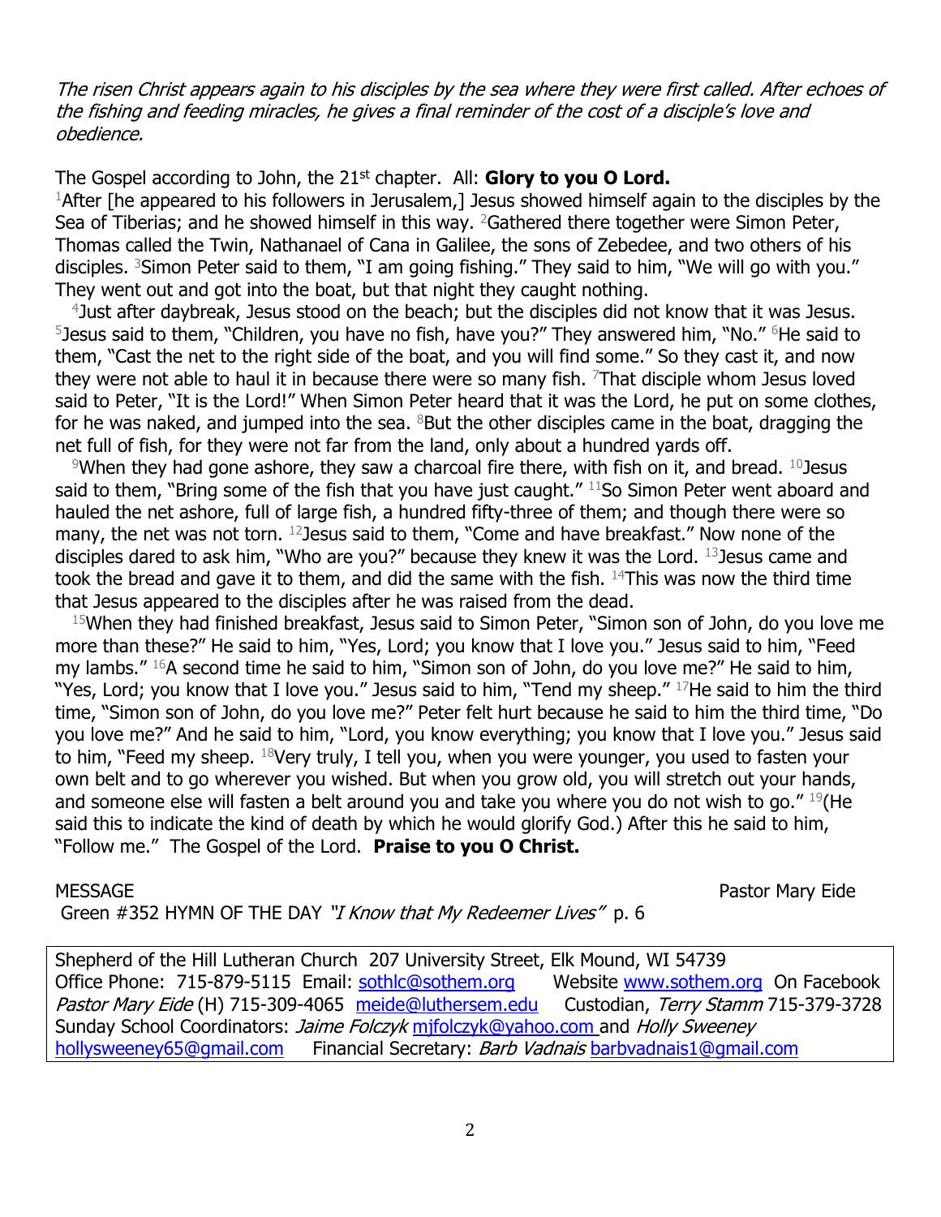*The risen Christ appears again to his disciples by the sea where they were first called. After echoes of the fishing and feeding miracles, he gives a final reminder of the cost of a disciple's love and obedience.*

The Gospel according to John, the 21st chapter. All: **Glory to you O Lord.**

1 After [he appeared to his followers in Jerusalem,] Jesus showed himself again to the disciples by the Sea of Tiberias; and he showed himself in this way. 2 Gathered there together were Simon Peter, Thomas called the Twin, Nathanael of Cana in Galilee, the sons of Zebedee, and two others of his disciples. 3 Simon Peter said to them, "I am going fishing." They said to him, "We will go with you." They went out and got into the boat, but that night they caught nothing.

4 Just after daybreak, Jesus stood on the beach; but the disciples did not know that it was Jesus. 5 Jesus said to them, "Children, you have no fish, have you?" They answered him, "No." 6 He said to them, "Cast the net to the right side of the boat, and you will find some." So they cast it, and now they were not able to haul it in because there were so many fish. 7 That disciple whom Jesus loved said to Peter, "It is the Lord!" When Simon Peter heard that it was the Lord, he put on some clothes, for he was naked, and jumped into the sea. 8 But the other disciples came in the boat, dragging the net full of fish, for they were not far from the land, only about a hundred yards off.

9 When they had gone ashore, they saw a charcoal fire there, with fish on it, and bread. 10 Jesus said to them, "Bring some of the fish that you have just caught." 11 So Simon Peter went aboard and hauled the net ashore, full of large fish, a hundred fifty-three of them; and though there were so many, the net was not torn. 12 Jesus said to them, "Come and have breakfast." Now none of the disciples dared to ask him, "Who are you?" because they knew it was the Lord. 13 Jesus came and took the bread and gave it to them, and did the same with the fish. 14 This was now the third time that Jesus appeared to the disciples after he was raised from the dead.

15 When they had finished breakfast, Jesus said to Simon Peter, "Simon son of John, do you love me more than these?" He said to him, "Yes, Lord; you know that I love you." Jesus said to him, "Feed my lambs." 16 A second time he said to him, "Simon son of John, do you love me?" He said to him, "Yes, Lord; you know that I love you." Jesus said to him, "Tend my sheep." 17 He said to him the third time, "Simon son of John, do you love me?" Peter felt hurt because he said to him the third time, "Do you love me?" And he said to him, "Lord, you know everything; you know that I love you." Jesus said to him, "Feed my sheep. 18 Very truly, I tell you, when you were younger, you used to fasten your own belt and to go wherever you wished. But when you grow old, you will stretch out your hands, and someone else will fasten a belt around you and take you where you do not wish to go." 19 (He said this to indicate the kind of death by which he would glorify God.) After this he said to him, "Follow me." The Gospel of the Lord. **Praise to you O Christ.**

MESSAGE Pastor Mary Eide

Green #352 HYMN OF THE DAY *"I Know that My Redeemer Lives"* p. 6

Shepherd of the Hill Lutheran Church 207 University Street, Elk Mound, WI 54739
Office Phone: 715-879-5115 Email: sothlc@sothem.org Website www.sothem.org On Facebook
*Pastor Mary Eide* (H) 715-309-4065 meide@luthersem.edu Custodian, *Terry Stamm* 715-379-3728
Sunday School Coordinators: *Jaime Folczyk* mjfolczyk@yahoo.com and *Holly Sweeney* hollysweeney65@gmail.com Financial Secretary: *Barb Vadnais* barbvadnais1@gmail.com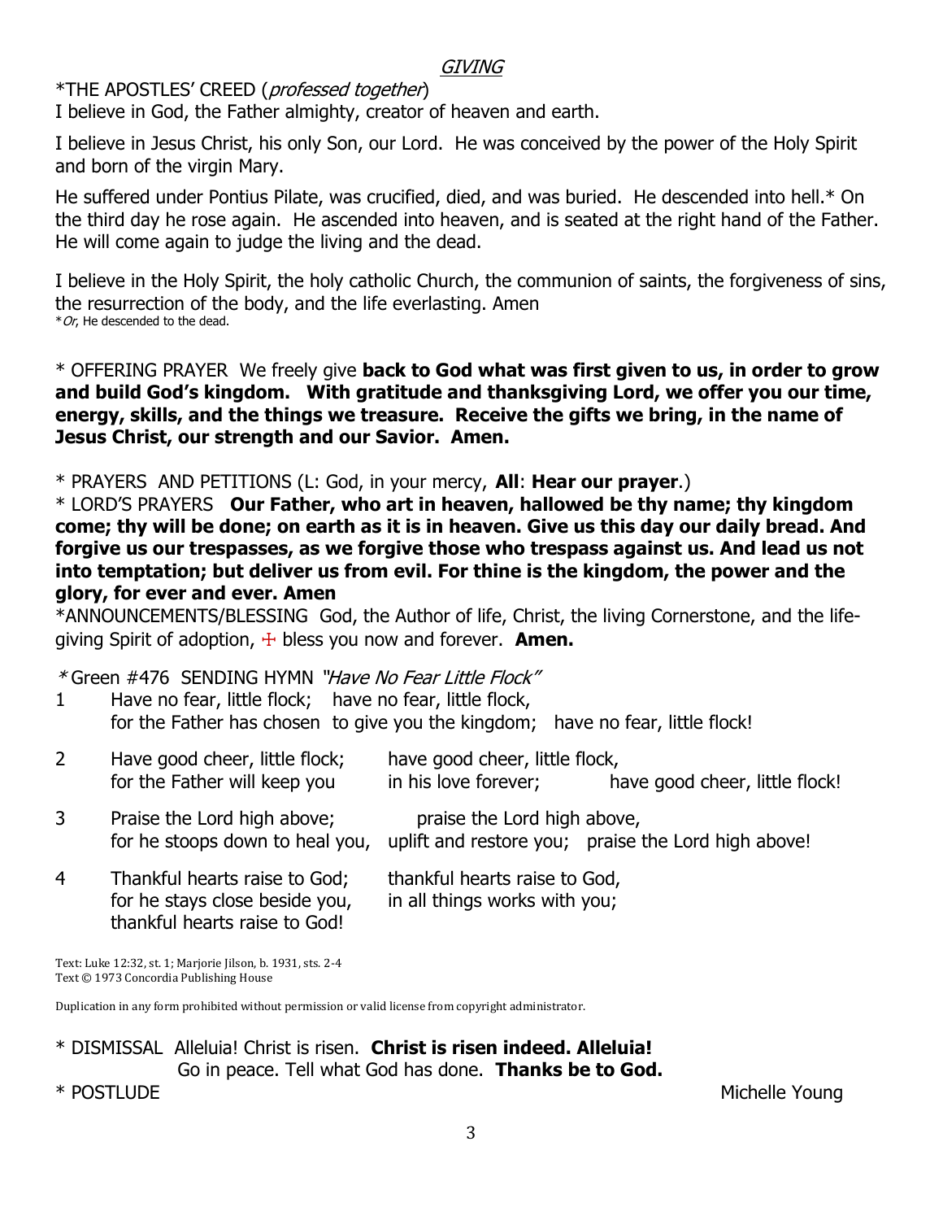*GIVING*

*THE APOSTLES' CREED (*professed together*)

I believe in God, the Father almighty, creator of heaven and earth.

I believe in Jesus Christ, his only Son, our Lord. He was conceived by the power of the Holy Spirit and born of the virgin Mary.

He suffered under Pontius Pilate, was crucified, died, and was buried. He descended into hell.* On the third day he rose again. He ascended into heaven, and is seated at the right hand of the Father. He will come again to judge the living and the dead.

I believe in the Holy Spirit, the holy catholic Church, the communion of saints, the forgiveness of sins, the resurrection of the body, and the life everlasting. Amen

**Or*, He descended to the dead.

* OFFERING PRAYER We freely give **back to God what was first given to us, in order to grow and build God's kingdom. With gratitude and thanksgiving Lord, we offer you our time, energy, skills, and the things we treasure. Receive the gifts we bring, in the name of Jesus Christ, our strength and our Savior. Amen.**

* PRAYERS AND PETITIONS (L: God, in your mercy, **All**: **Hear our prayer**.)

* LORD'S PRAYERS **Our Father, who art in heaven, hallowed be thy name; thy kingdom come; thy will be done; on earth as it is in heaven. Give us this day our daily bread. And forgive us our trespasses, as we forgive those who trespass against us. And lead us not into temptation; but deliver us from evil. For thine is the kingdom, the power and the glory, for ever and ever. Amen**

*ANNOUNCEMENTS/BLESSING God, the Author of life, Christ, the living Cornerstone, and the life-giving Spirit of adoption, ☩ bless you now and forever. **Amen.**

*\** Green #476 SENDING HYMN *"Have No Fear Little Flock"*

1 Have no fear, little flock; have no fear, little flock,
for the Father has chosen to give you the kingdom; have no fear, little flock!

2 Have good cheer, little flock; have good cheer, little flock,
for the Father will keep you in his love forever; have good cheer, little flock!

3 Praise the Lord high above; praise the Lord high above,
for he stoops down to heal you, uplift and restore you; praise the Lord high above!

4 Thankful hearts raise to God; thankful hearts raise to God,
for he stays close beside you, in all things works with you;
thankful hearts raise to God!

Text: Luke 12:32, st. 1; Marjorie Jilson, b. 1931, sts. 2-4
Text © 1973 Concordia Publishing House

Duplication in any form prohibited without permission or valid license from copyright administrator.

* DISMISSAL Alleluia! Christ is risen. **Christ is risen indeed. Alleluia!**
Go in peace. Tell what God has done. **Thanks be to God.**

* POSTLUDE Michelle Young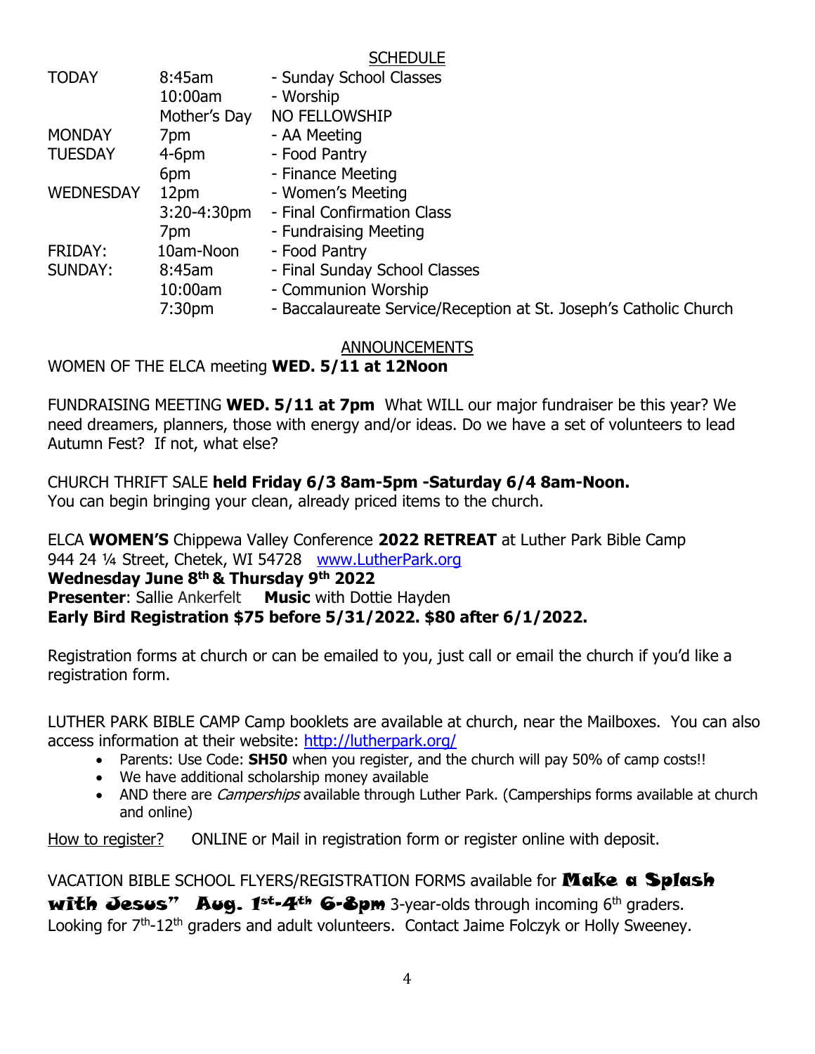## SCHEDULE

| | | |
|---|---|---|
| TODAY | 8:45am | - Sunday School Classes |
| | 10:00am | - Worship |
| | Mother's Day | NO FELLOWSHIP |
| MONDAY | 7pm | - AA Meeting |
| TUESDAY | 4-6pm | - Food Pantry |
| | 6pm | - Finance Meeting |
| WEDNESDAY | 12pm | - Women's Meeting |
| | 3:20-4:30pm | - Final Confirmation Class |
| | 7pm | - Fundraising Meeting |
| FRIDAY: | 10am-Noon | - Food Pantry |
| SUNDAY: | 8:45am | - Final Sunday School Classes |
| | 10:00am | - Communion Worship |
| | 7:30pm | - Baccalaureate Service/Reception at St. Joseph's Catholic Church |

## ANNOUNCEMENTS

WOMEN OF THE ELCA meeting **WED. 5/11 at 12Noon**

FUNDRAISING MEETING **WED. 5/11 at 7pm** What WILL our major fundraiser be this year? We need dreamers, planners, those with energy and/or ideas. Do we have a set of volunteers to lead Autumn Fest? If not, what else?

CHURCH THRIFT SALE **held Friday 6/3 8am-5pm -Saturday 6/4 8am-Noon.**
You can begin bringing your clean, already priced items to the church.

ELCA **WOMEN'S** Chippewa Valley Conference **2022 RETREAT** at Luther Park Bible Camp
944 24 ¼ Street, Chetek, WI 54728 www.LutherPark.org
**Wednesday June 8th & Thursday 9th 2022**
**Presenter**: Sallie Ankerfelt **Music** with Dottie Hayden
**Early Bird Registration $75 before 5/31/2022. $80 after 6/1/2022.**

Registration forms at church or can be emailed to you, just call or email the church if you'd like a registration form.

LUTHER PARK BIBLE CAMP Camp booklets are available at church, near the Mailboxes. You can also access information at their website: http://lutherpark.org/

- Parents: Use Code: **SH50** when you register, and the church will pay 50% of camp costs!!
- We have additional scholarship money available
- AND there are *Camperships* available through Luther Park. (Camperships forms available at church and online)

How to register? ONLINE or Mail in registration form or register online with deposit.

VACATION BIBLE SCHOOL FLYERS/REGISTRATION FORMS available for **Make a Splash with Jesus" Aug. 1st-4th 6-8pm** 3-year-olds through incoming 6th graders. Looking for 7th-12th graders and adult volunteers. Contact Jaime Folczyk or Holly Sweeney.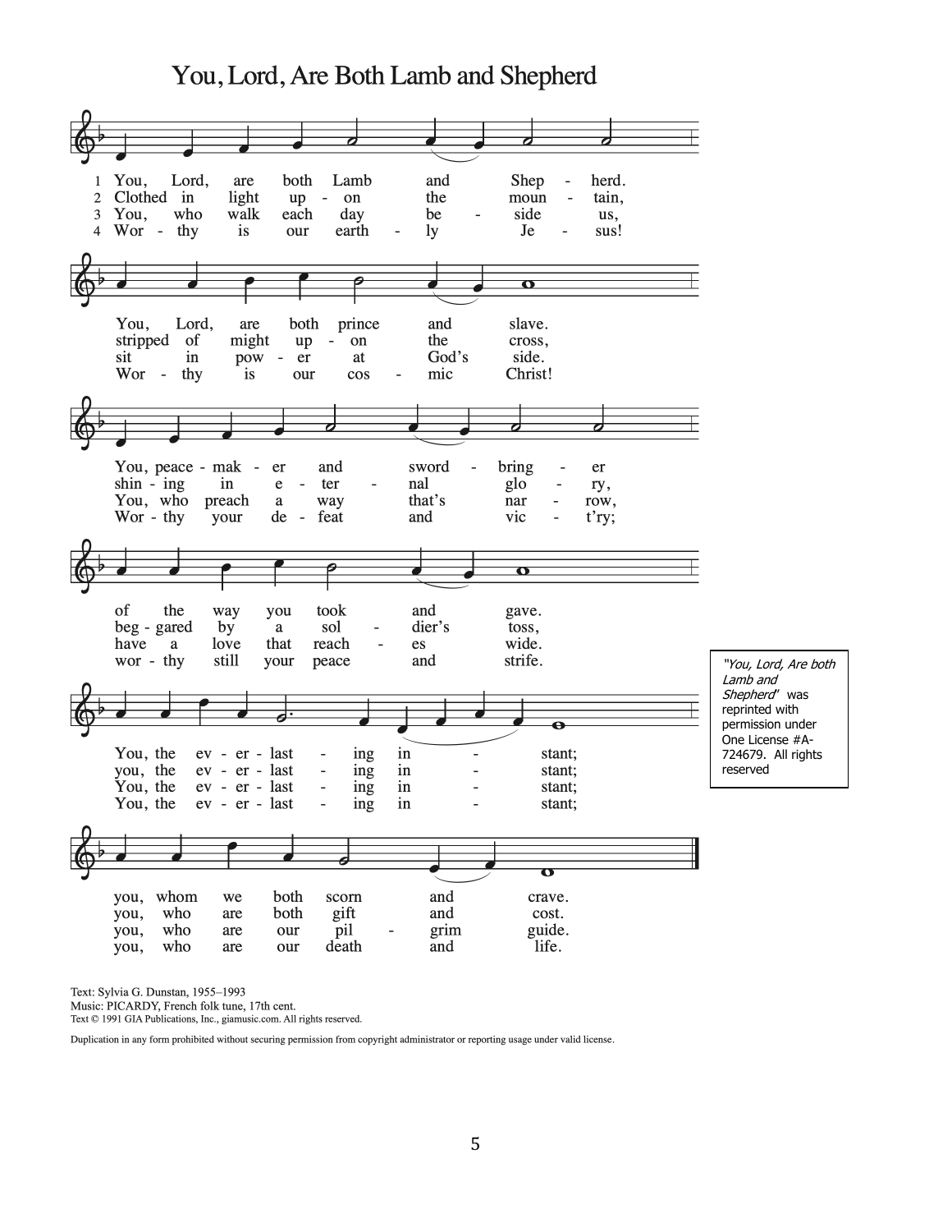# You, Lord, Are Both Lamb and Shepherd

1. You, Lord, are both Lamb and Shepherd. You, Lord, are both prince and slave. You, peace-maker and sword-bringer of the way you took and gave. You, the ev-er-last-ing in-stant; you, whom we both scorn and crave.

2. Clothed in light up-on the moun-tain, stripped of might up-on the cross, shin-ing in e-ter-nal glo-ry, beg-gared by a sol-dier's toss, you, the ev-er-last-ing in-stant; you, who are both gift and cost.

3. You, who walk each day be-side us, sit in pow-er at God's side. You, who preach a way that's nar-row, have a love that reach-es wide. You, the ev-er-last-ing in-stant; you, who are our pil-grim guide.

4. Wor-thy is our earth-ly Je-sus! Wor-thy is our cos-mic Christ! Wor-thy your de-feat and vic-t'ry; wor-thy still your peace and strife. You, the ev-er-last-ing in-stant; you, who are our death and life.

*"You, Lord, Are both Lamb and Shepherd"* was reprinted with permission under One License #A-724679. All rights reserved

Text: Sylvia G. Dunstan, 1955–1993
Music: PICARDY, French folk tune, 17th cent.
Text © 1991 GIA Publications, Inc., giamusic.com. All rights reserved.

Duplication in any form prohibited without securing permission from copyright administrator or reporting usage under valid license.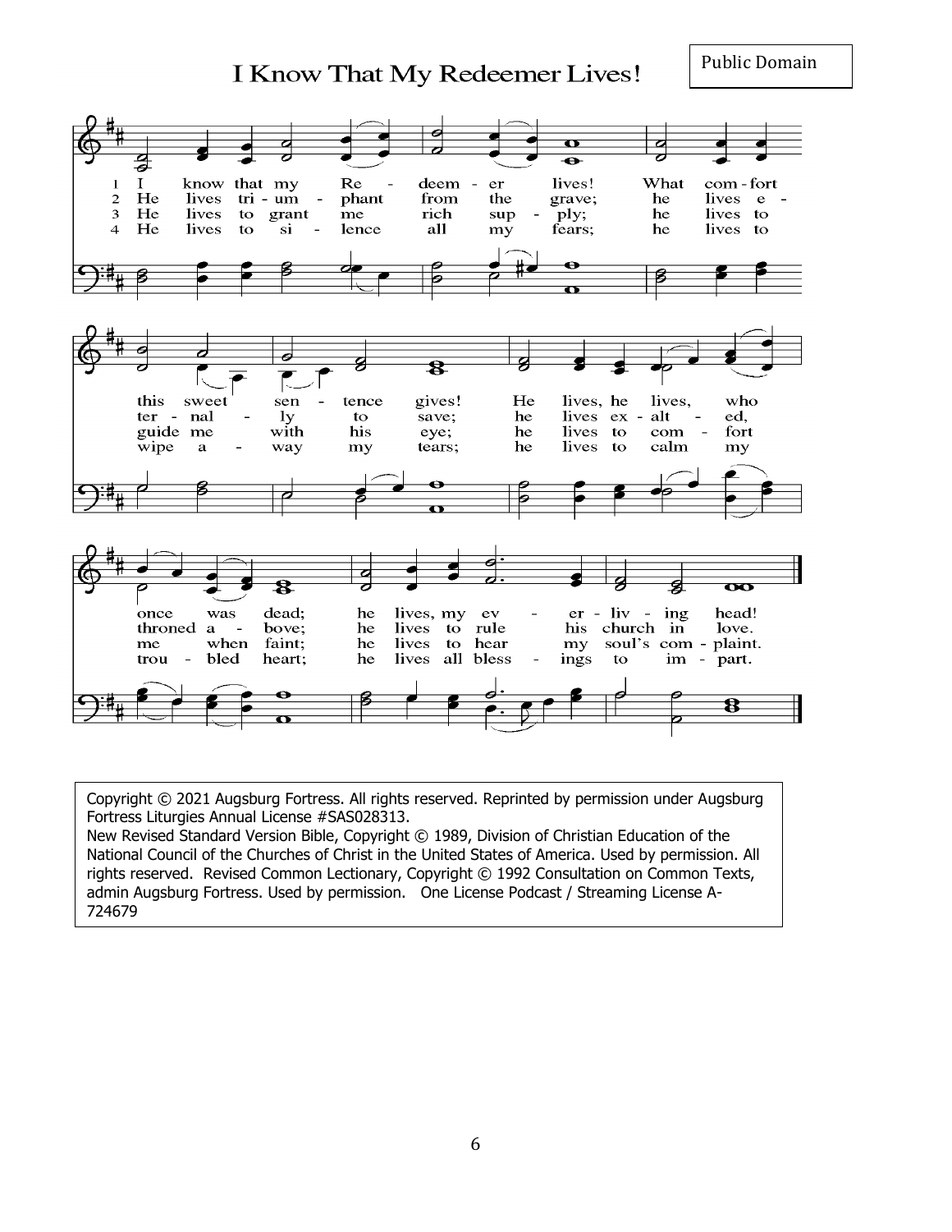# I Know That My Redeemer Lives!

Public Domain

1 I know that my Re - deem - er lives! What com - fort this sweet sen - tence gives! He lives, he lives, who once was dead; he lives, my ev - er - liv - ing head!

2 He lives tri - um - phant from the grave; he lives e - ter - nal - ly to save; he lives ex - alt - ed, throned a - bove; he lives to rule his church in love.

3 He lives to grant me rich sup - ply; he lives to guide me with his eye; he lives to com - fort me when faint; he lives to hear my soul's com - plaint.

4 He lives to si - lence all my fears; he lives to wipe a - way my tears; he lives to calm my trou - bled heart; he lives all bless - ings to im - part.

Copyright © 2021 Augsburg Fortress. All rights reserved. Reprinted by permission under Augsburg Fortress Liturgies Annual License #SAS028313.
New Revised Standard Version Bible, Copyright © 1989, Division of Christian Education of the National Council of the Churches of Christ in the United States of America. Used by permission. All rights reserved. Revised Common Lectionary, Copyright © 1992 Consultation on Common Texts, admin Augsburg Fortress. Used by permission. One License Podcast / Streaming License A-724679